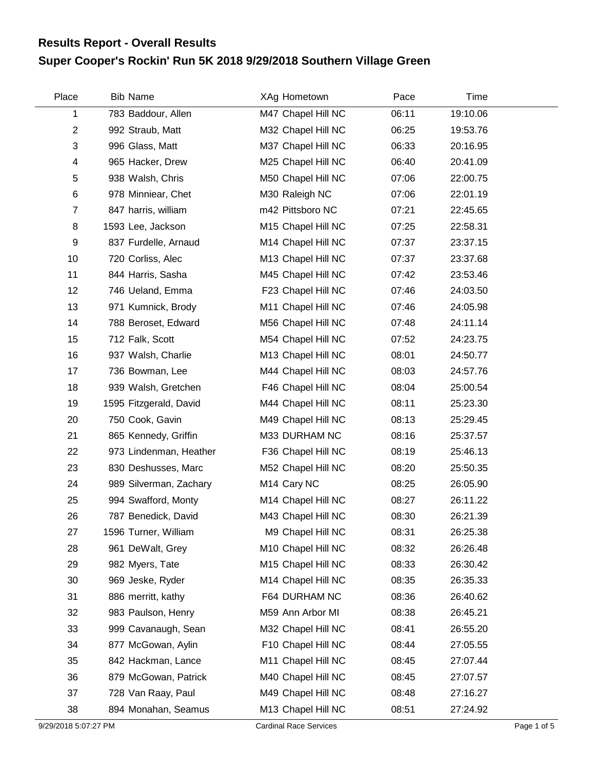# Results Report - Overall Results
## Super Cooper's Rockin' Run 5K 2018 9/29/2018 Southern Village Green

| Place | Bib | Name | XAg | Hometown | Pace | Time |
|---|---|---|---|---|---|---|
| 1 | 783 | Baddour, Allen | M47 | Chapel Hill NC | 06:11 | 19:10.06 |
| 2 | 992 | Straub, Matt | M32 | Chapel Hill NC | 06:25 | 19:53.76 |
| 3 | 996 | Glass, Matt | M37 | Chapel Hill NC | 06:33 | 20:16.95 |
| 4 | 965 | Hacker, Drew | M25 | Chapel Hill NC | 06:40 | 20:41.09 |
| 5 | 938 | Walsh, Chris | M50 | Chapel Hill NC | 07:06 | 22:00.75 |
| 6 | 978 | Minniear, Chet | M30 | Raleigh NC | 07:06 | 22:01.19 |
| 7 | 847 | harris, william | m42 | Pittsboro NC | 07:21 | 22:45.65 |
| 8 | 1593 | Lee, Jackson | M15 | Chapel Hill NC | 07:25 | 22:58.31 |
| 9 | 837 | Furdelle, Arnaud | M14 | Chapel Hill NC | 07:37 | 23:37.15 |
| 10 | 720 | Corliss, Alec | M13 | Chapel Hill NC | 07:37 | 23:37.68 |
| 11 | 844 | Harris, Sasha | M45 | Chapel Hill NC | 07:42 | 23:53.46 |
| 12 | 746 | Ueland, Emma | F23 | Chapel Hill NC | 07:46 | 24:03.50 |
| 13 | 971 | Kumnick, Brody | M11 | Chapel Hill NC | 07:46 | 24:05.98 |
| 14 | 788 | Beroset, Edward | M56 | Chapel Hill NC | 07:48 | 24:11.14 |
| 15 | 712 | Falk, Scott | M54 | Chapel Hill NC | 07:52 | 24:23.75 |
| 16 | 937 | Walsh, Charlie | M13 | Chapel Hill NC | 08:01 | 24:50.77 |
| 17 | 736 | Bowman, Lee | M44 | Chapel Hill NC | 08:03 | 24:57.76 |
| 18 | 939 | Walsh, Gretchen | F46 | Chapel Hill NC | 08:04 | 25:00.54 |
| 19 | 1595 | Fitzgerald, David | M44 | Chapel Hill NC | 08:11 | 25:23.30 |
| 20 | 750 | Cook, Gavin | M49 | Chapel Hill NC | 08:13 | 25:29.45 |
| 21 | 865 | Kennedy, Griffin | M33 | DURHAM NC | 08:16 | 25:37.57 |
| 22 | 973 | Lindenman, Heather | F36 | Chapel Hill NC | 08:19 | 25:46.13 |
| 23 | 830 | Deshusses, Marc | M52 | Chapel Hill NC | 08:20 | 25:50.35 |
| 24 | 989 | Silverman, Zachary | M14 | Cary NC | 08:25 | 26:05.90 |
| 25 | 994 | Swafford, Monty | M14 | Chapel Hill NC | 08:27 | 26:11.22 |
| 26 | 787 | Benedick, David | M43 | Chapel Hill NC | 08:30 | 26:21.39 |
| 27 | 1596 | Turner, William | M9 | Chapel Hill NC | 08:31 | 26:25.38 |
| 28 | 961 | DeWalt, Grey | M10 | Chapel Hill NC | 08:32 | 26:26.48 |
| 29 | 982 | Myers, Tate | M15 | Chapel Hill NC | 08:33 | 26:30.42 |
| 30 | 969 | Jeske, Ryder | M14 | Chapel Hill NC | 08:35 | 26:35.33 |
| 31 | 886 | merritt, kathy | F64 | DURHAM NC | 08:36 | 26:40.62 |
| 32 | 983 | Paulson, Henry | M59 | Ann Arbor MI | 08:38 | 26:45.21 |
| 33 | 999 | Cavanaugh, Sean | M32 | Chapel Hill NC | 08:41 | 26:55.20 |
| 34 | 877 | McGowan, Aylin | F10 | Chapel Hill NC | 08:44 | 27:05.55 |
| 35 | 842 | Hackman, Lance | M11 | Chapel Hill NC | 08:45 | 27:07.44 |
| 36 | 879 | McGowan, Patrick | M40 | Chapel Hill NC | 08:45 | 27:07.57 |
| 37 | 728 | Van Raay, Paul | M49 | Chapel Hill NC | 08:48 | 27:16.27 |
| 38 | 894 | Monahan, Seamus | M13 | Chapel Hill NC | 08:51 | 27:24.92 |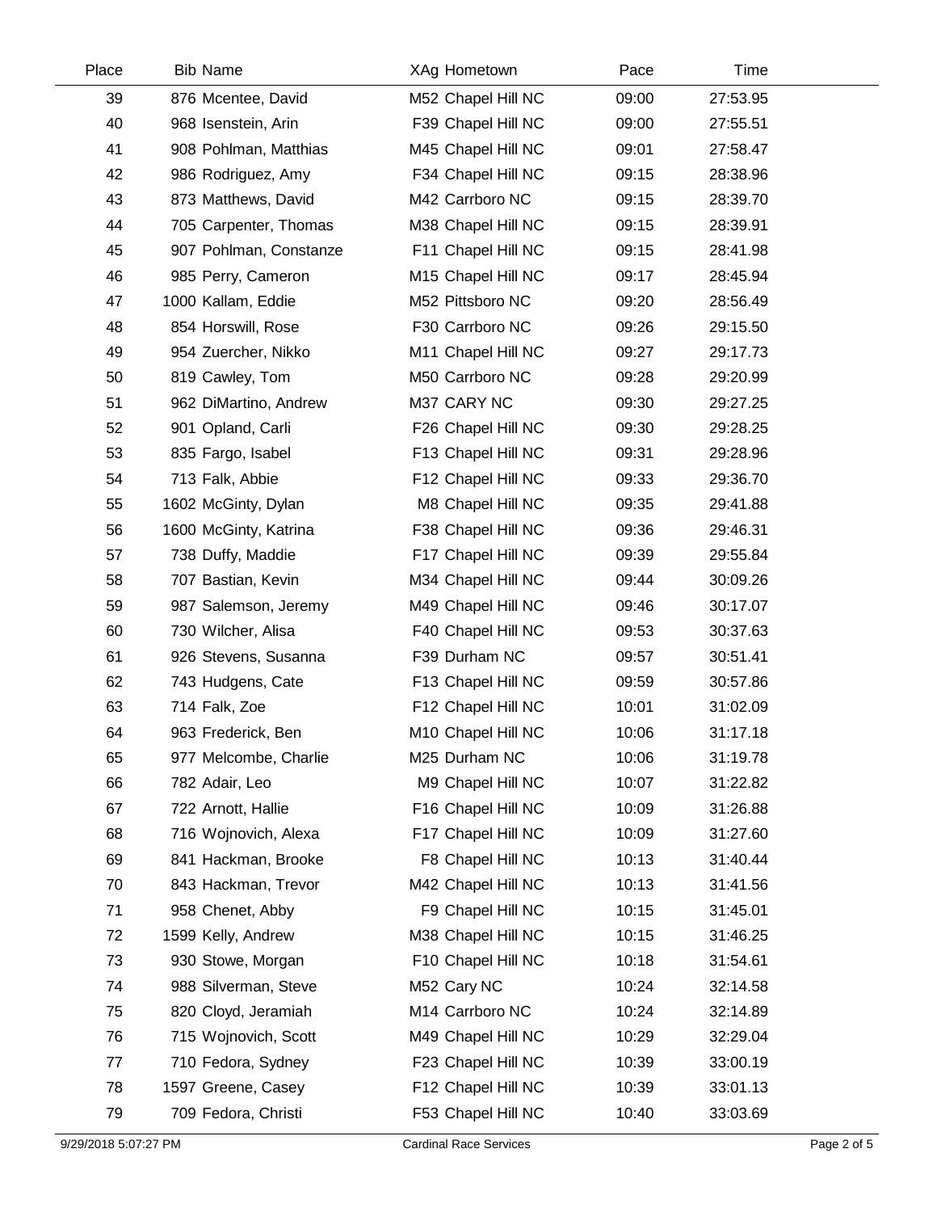| Place | Bib | Name | XAg | Hometown | Pace | Time |
|---|---|---|---|---|---|---|
| 39 | 876 | Mcentee, David | M52 | Chapel Hill NC | 09:00 | 27:53.95 |
| 40 | 968 | Isenstein, Arin | F39 | Chapel Hill NC | 09:00 | 27:55.51 |
| 41 | 908 | Pohlman, Matthias | M45 | Chapel Hill NC | 09:01 | 27:58.47 |
| 42 | 986 | Rodriguez, Amy | F34 | Chapel Hill NC | 09:15 | 28:38.96 |
| 43 | 873 | Matthews, David | M42 | Carrboro NC | 09:15 | 28:39.70 |
| 44 | 705 | Carpenter, Thomas | M38 | Chapel Hill NC | 09:15 | 28:39.91 |
| 45 | 907 | Pohlman, Constanze | F11 | Chapel Hill NC | 09:15 | 28:41.98 |
| 46 | 985 | Perry, Cameron | M15 | Chapel Hill NC | 09:17 | 28:45.94 |
| 47 | 1000 | Kallam, Eddie | M52 | Pittsboro NC | 09:20 | 28:56.49 |
| 48 | 854 | Horswill, Rose | F30 | Carrboro NC | 09:26 | 29:15.50 |
| 49 | 954 | Zuercher, Nikko | M11 | Chapel Hill NC | 09:27 | 29:17.73 |
| 50 | 819 | Cawley, Tom | M50 | Carrboro NC | 09:28 | 29:20.99 |
| 51 | 962 | DiMartino, Andrew | M37 | CARY NC | 09:30 | 29:27.25 |
| 52 | 901 | Opland, Carli | F26 | Chapel Hill NC | 09:30 | 29:28.25 |
| 53 | 835 | Fargo, Isabel | F13 | Chapel Hill NC | 09:31 | 29:28.96 |
| 54 | 713 | Falk, Abbie | F12 | Chapel Hill NC | 09:33 | 29:36.70 |
| 55 | 1602 | McGinty, Dylan | M8 | Chapel Hill NC | 09:35 | 29:41.88 |
| 56 | 1600 | McGinty, Katrina | F38 | Chapel Hill NC | 09:36 | 29:46.31 |
| 57 | 738 | Duffy, Maddie | F17 | Chapel Hill NC | 09:39 | 29:55.84 |
| 58 | 707 | Bastian, Kevin | M34 | Chapel Hill NC | 09:44 | 30:09.26 |
| 59 | 987 | Salemson, Jeremy | M49 | Chapel Hill NC | 09:46 | 30:17.07 |
| 60 | 730 | Wilcher, Alisa | F40 | Chapel Hill NC | 09:53 | 30:37.63 |
| 61 | 926 | Stevens, Susanna | F39 | Durham NC | 09:57 | 30:51.41 |
| 62 | 743 | Hudgens, Cate | F13 | Chapel Hill NC | 09:59 | 30:57.86 |
| 63 | 714 | Falk, Zoe | F12 | Chapel Hill NC | 10:01 | 31:02.09 |
| 64 | 963 | Frederick, Ben | M10 | Chapel Hill NC | 10:06 | 31:17.18 |
| 65 | 977 | Melcombe, Charlie | M25 | Durham NC | 10:06 | 31:19.78 |
| 66 | 782 | Adair, Leo | M9 | Chapel Hill NC | 10:07 | 31:22.82 |
| 67 | 722 | Arnott, Hallie | F16 | Chapel Hill NC | 10:09 | 31:26.88 |
| 68 | 716 | Wojnovich, Alexa | F17 | Chapel Hill NC | 10:09 | 31:27.60 |
| 69 | 841 | Hackman, Brooke | F8 | Chapel Hill NC | 10:13 | 31:40.44 |
| 70 | 843 | Hackman, Trevor | M42 | Chapel Hill NC | 10:13 | 31:41.56 |
| 71 | 958 | Chenet, Abby | F9 | Chapel Hill NC | 10:15 | 31:45.01 |
| 72 | 1599 | Kelly, Andrew | M38 | Chapel Hill NC | 10:15 | 31:46.25 |
| 73 | 930 | Stowe, Morgan | F10 | Chapel Hill NC | 10:18 | 31:54.61 |
| 74 | 988 | Silverman, Steve | M52 | Cary NC | 10:24 | 32:14.58 |
| 75 | 820 | Cloyd, Jeramiah | M14 | Carrboro NC | 10:24 | 32:14.89 |
| 76 | 715 | Wojnovich, Scott | M49 | Chapel Hill NC | 10:29 | 32:29.04 |
| 77 | 710 | Fedora, Sydney | F23 | Chapel Hill NC | 10:39 | 33:00.19 |
| 78 | 1597 | Greene, Casey | F12 | Chapel Hill NC | 10:39 | 33:01.13 |
| 79 | 709 | Fedora, Christi | F53 | Chapel Hill NC | 10:40 | 33:03.69 |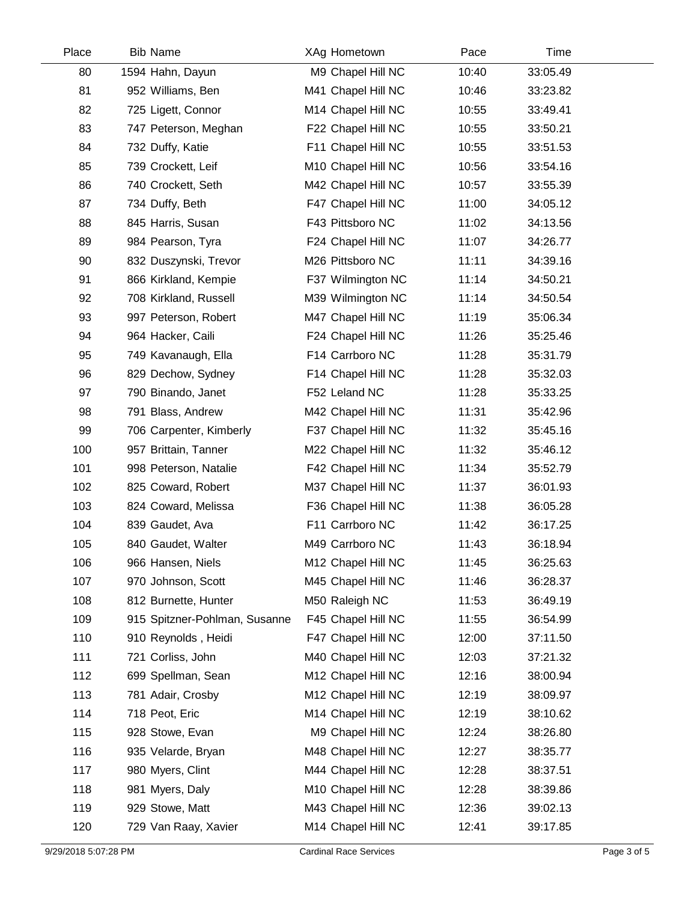| Place | Bib | Name | XAg | Hometown | Pace | Time |
|---|---|---|---|---|---|---|
| 80 | 1594 | Hahn, Dayun | M9 | Chapel Hill NC | 10:40 | 33:05.49 |
| 81 | 952 | Williams, Ben | M41 | Chapel Hill NC | 10:46 | 33:23.82 |
| 82 | 725 | Ligett, Connor | M14 | Chapel Hill NC | 10:55 | 33:49.41 |
| 83 | 747 | Peterson, Meghan | F22 | Chapel Hill NC | 10:55 | 33:50.21 |
| 84 | 732 | Duffy, Katie | F11 | Chapel Hill NC | 10:55 | 33:51.53 |
| 85 | 739 | Crockett, Leif | M10 | Chapel Hill NC | 10:56 | 33:54.16 |
| 86 | 740 | Crockett, Seth | M42 | Chapel Hill NC | 10:57 | 33:55.39 |
| 87 | 734 | Duffy, Beth | F47 | Chapel Hill NC | 11:00 | 34:05.12 |
| 88 | 845 | Harris, Susan | F43 | Pittsboro NC | 11:02 | 34:13.56 |
| 89 | 984 | Pearson, Tyra | F24 | Chapel Hill NC | 11:07 | 34:26.77 |
| 90 | 832 | Duszynski, Trevor | M26 | Pittsboro NC | 11:11 | 34:39.16 |
| 91 | 866 | Kirkland, Kempie | F37 | Wilmington NC | 11:14 | 34:50.21 |
| 92 | 708 | Kirkland, Russell | M39 | Wilmington NC | 11:14 | 34:50.54 |
| 93 | 997 | Peterson, Robert | M47 | Chapel Hill NC | 11:19 | 35:06.34 |
| 94 | 964 | Hacker, Caili | F24 | Chapel Hill NC | 11:26 | 35:25.46 |
| 95 | 749 | Kavanaugh, Ella | F14 | Carrboro NC | 11:28 | 35:31.79 |
| 96 | 829 | Dechow, Sydney | F14 | Chapel Hill NC | 11:28 | 35:32.03 |
| 97 | 790 | Binando, Janet | F52 | Leland NC | 11:28 | 35:33.25 |
| 98 | 791 | Blass, Andrew | M42 | Chapel Hill NC | 11:31 | 35:42.96 |
| 99 | 706 | Carpenter, Kimberly | F37 | Chapel Hill NC | 11:32 | 35:45.16 |
| 100 | 957 | Brittain, Tanner | M22 | Chapel Hill NC | 11:32 | 35:46.12 |
| 101 | 998 | Peterson, Natalie | F42 | Chapel Hill NC | 11:34 | 35:52.79 |
| 102 | 825 | Coward, Robert | M37 | Chapel Hill NC | 11:37 | 36:01.93 |
| 103 | 824 | Coward, Melissa | F36 | Chapel Hill NC | 11:38 | 36:05.28 |
| 104 | 839 | Gaudet, Ava | F11 | Carrboro NC | 11:42 | 36:17.25 |
| 105 | 840 | Gaudet, Walter | M49 | Carrboro NC | 11:43 | 36:18.94 |
| 106 | 966 | Hansen, Niels | M12 | Chapel Hill NC | 11:45 | 36:25.63 |
| 107 | 970 | Johnson, Scott | M45 | Chapel Hill NC | 11:46 | 36:28.37 |
| 108 | 812 | Burnette, Hunter | M50 | Raleigh NC | 11:53 | 36:49.19 |
| 109 | 915 | Spitzner-Pohlman, Susanne | F45 | Chapel Hill NC | 11:55 | 36:54.99 |
| 110 | 910 | Reynolds , Heidi | F47 | Chapel Hill NC | 12:00 | 37:11.50 |
| 111 | 721 | Corliss, John | M40 | Chapel Hill NC | 12:03 | 37:21.32 |
| 112 | 699 | Spellman, Sean | M12 | Chapel Hill NC | 12:16 | 38:00.94 |
| 113 | 781 | Adair, Crosby | M12 | Chapel Hill NC | 12:19 | 38:09.97 |
| 114 | 718 | Peot, Eric | M14 | Chapel Hill NC | 12:19 | 38:10.62 |
| 115 | 928 | Stowe, Evan | M9 | Chapel Hill NC | 12:24 | 38:26.80 |
| 116 | 935 | Velarde, Bryan | M48 | Chapel Hill NC | 12:27 | 38:35.77 |
| 117 | 980 | Myers, Clint | M44 | Chapel Hill NC | 12:28 | 38:37.51 |
| 118 | 981 | Myers, Daly | M10 | Chapel Hill NC | 12:28 | 38:39.86 |
| 119 | 929 | Stowe, Matt | M43 | Chapel Hill NC | 12:36 | 39:02.13 |
| 120 | 729 | Van Raay, Xavier | M14 | Chapel Hill NC | 12:41 | 39:17.85 |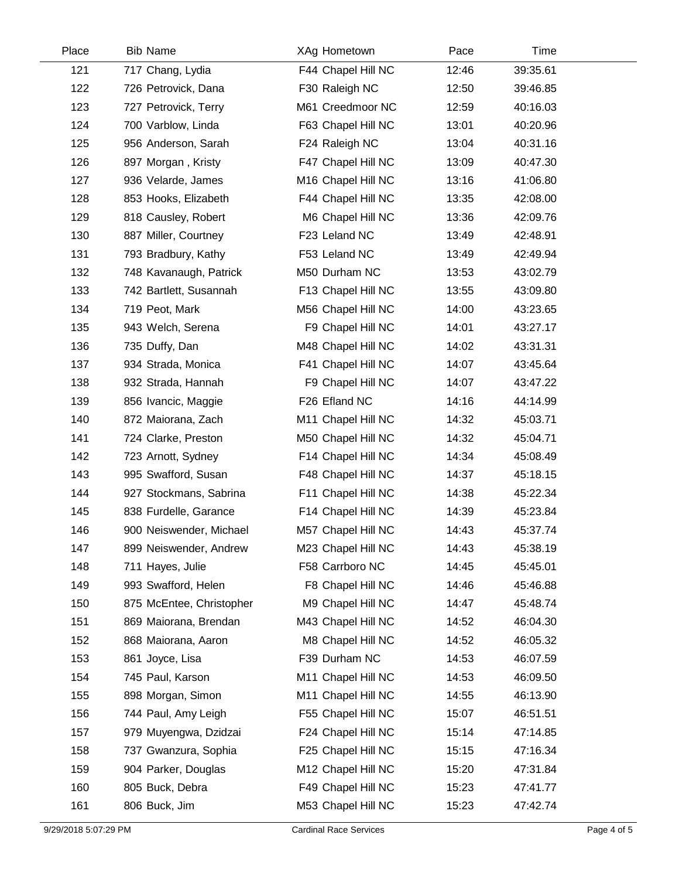| Place | Bib | Name | XAg | Hometown | Pace | Time |
|---|---|---|---|---|---|---|
| 121 | 717 | Chang, Lydia | F44 | Chapel Hill NC | 12:46 | 39:35.61 |
| 122 | 726 | Petrovick, Dana | F30 | Raleigh NC | 12:50 | 39:46.85 |
| 123 | 727 | Petrovick, Terry | M61 | Creedmoor NC | 12:59 | 40:16.03 |
| 124 | 700 | Varblow, Linda | F63 | Chapel Hill NC | 13:01 | 40:20.96 |
| 125 | 956 | Anderson, Sarah | F24 | Raleigh NC | 13:04 | 40:31.16 |
| 126 | 897 | Morgan , Kristy | F47 | Chapel Hill NC | 13:09 | 40:47.30 |
| 127 | 936 | Velarde, James | M16 | Chapel Hill NC | 13:16 | 41:06.80 |
| 128 | 853 | Hooks, Elizabeth | F44 | Chapel Hill NC | 13:35 | 42:08.00 |
| 129 | 818 | Causley, Robert | M6 | Chapel Hill NC | 13:36 | 42:09.76 |
| 130 | 887 | Miller, Courtney | F23 | Leland NC | 13:49 | 42:48.91 |
| 131 | 793 | Bradbury, Kathy | F53 | Leland NC | 13:49 | 42:49.94 |
| 132 | 748 | Kavanaugh, Patrick | M50 | Durham NC | 13:53 | 43:02.79 |
| 133 | 742 | Bartlett, Susannah | F13 | Chapel Hill NC | 13:55 | 43:09.80 |
| 134 | 719 | Peot, Mark | M56 | Chapel Hill NC | 14:00 | 43:23.65 |
| 135 | 943 | Welch, Serena | F9 | Chapel Hill NC | 14:01 | 43:27.17 |
| 136 | 735 | Duffy, Dan | M48 | Chapel Hill NC | 14:02 | 43:31.31 |
| 137 | 934 | Strada, Monica | F41 | Chapel Hill NC | 14:07 | 43:45.64 |
| 138 | 932 | Strada, Hannah | F9 | Chapel Hill NC | 14:07 | 43:47.22 |
| 139 | 856 | Ivancic, Maggie | F26 | Efland NC | 14:16 | 44:14.99 |
| 140 | 872 | Maiorana, Zach | M11 | Chapel Hill NC | 14:32 | 45:03.71 |
| 141 | 724 | Clarke, Preston | M50 | Chapel Hill NC | 14:32 | 45:04.71 |
| 142 | 723 | Arnott, Sydney | F14 | Chapel Hill NC | 14:34 | 45:08.49 |
| 143 | 995 | Swafford, Susan | F48 | Chapel Hill NC | 14:37 | 45:18.15 |
| 144 | 927 | Stockmans, Sabrina | F11 | Chapel Hill NC | 14:38 | 45:22.34 |
| 145 | 838 | Furdelle, Garance | F14 | Chapel Hill NC | 14:39 | 45:23.84 |
| 146 | 900 | Neiswender, Michael | M57 | Chapel Hill NC | 14:43 | 45:37.74 |
| 147 | 899 | Neiswender, Andrew | M23 | Chapel Hill NC | 14:43 | 45:38.19 |
| 148 | 711 | Hayes, Julie | F58 | Carrboro NC | 14:45 | 45:45.01 |
| 149 | 993 | Swafford, Helen | F8 | Chapel Hill NC | 14:46 | 45:46.88 |
| 150 | 875 | McEntee, Christopher | M9 | Chapel Hill NC | 14:47 | 45:48.74 |
| 151 | 869 | Maiorana, Brendan | M43 | Chapel Hill NC | 14:52 | 46:04.30 |
| 152 | 868 | Maiorana, Aaron | M8 | Chapel Hill NC | 14:52 | 46:05.32 |
| 153 | 861 | Joyce, Lisa | F39 | Durham NC | 14:53 | 46:07.59 |
| 154 | 745 | Paul, Karson | M11 | Chapel Hill NC | 14:53 | 46:09.50 |
| 155 | 898 | Morgan, Simon | M11 | Chapel Hill NC | 14:55 | 46:13.90 |
| 156 | 744 | Paul, Amy Leigh | F55 | Chapel Hill NC | 15:07 | 46:51.51 |
| 157 | 979 | Muyengwa, Dzidzai | F24 | Chapel Hill NC | 15:14 | 47:14.85 |
| 158 | 737 | Gwanzura, Sophia | F25 | Chapel Hill NC | 15:15 | 47:16.34 |
| 159 | 904 | Parker, Douglas | M12 | Chapel Hill NC | 15:20 | 47:31.84 |
| 160 | 805 | Buck, Debra | F49 | Chapel Hill NC | 15:23 | 47:41.77 |
| 161 | 806 | Buck, Jim | M53 | Chapel Hill NC | 15:23 | 47:42.74 |

9/29/2018 5:07:29 PM Cardinal Race Services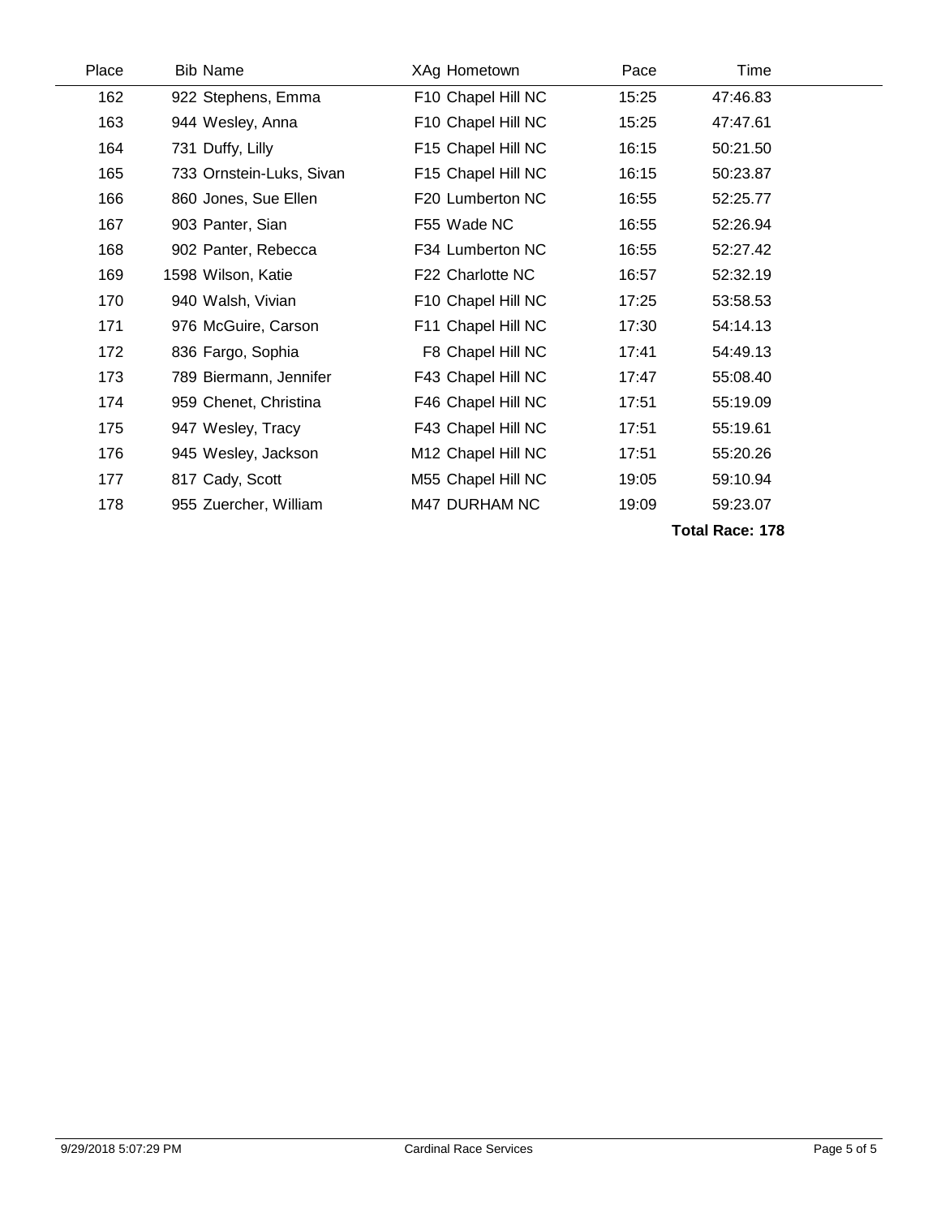| Place | Bib | Name | XAg | Hometown | Pace | Time |
|---|---|---|---|---|---|---|
| 162 | 922 | Stephens, Emma | F10 | Chapel Hill NC | 15:25 | 47:46.83 |
| 163 | 944 | Wesley, Anna | F10 | Chapel Hill NC | 15:25 | 47:47.61 |
| 164 | 731 | Duffy, Lilly | F15 | Chapel Hill NC | 16:15 | 50:21.50 |
| 165 | 733 | Ornstein-Luks, Sivan | F15 | Chapel Hill NC | 16:15 | 50:23.87 |
| 166 | 860 | Jones, Sue Ellen | F20 | Lumberton NC | 16:55 | 52:25.77 |
| 167 | 903 | Panter, Sian | F55 | Wade NC | 16:55 | 52:26.94 |
| 168 | 902 | Panter, Rebecca | F34 | Lumberton NC | 16:55 | 52:27.42 |
| 169 | 1598 | Wilson, Katie | F22 | Charlotte NC | 16:57 | 52:32.19 |
| 170 | 940 | Walsh, Vivian | F10 | Chapel Hill NC | 17:25 | 53:58.53 |
| 171 | 976 | McGuire, Carson | F11 | Chapel Hill NC | 17:30 | 54:14.13 |
| 172 | 836 | Fargo, Sophia | F8 | Chapel Hill NC | 17:41 | 54:49.13 |
| 173 | 789 | Biermann, Jennifer | F43 | Chapel Hill NC | 17:47 | 55:08.40 |
| 174 | 959 | Chenet, Christina | F46 | Chapel Hill NC | 17:51 | 55:19.09 |
| 175 | 947 | Wesley, Tracy | F43 | Chapel Hill NC | 17:51 | 55:19.61 |
| 176 | 945 | Wesley, Jackson | M12 | Chapel Hill NC | 17:51 | 55:20.26 |
| 177 | 817 | Cady, Scott | M55 | Chapel Hill NC | 19:05 | 59:10.94 |
| 178 | 955 | Zuercher, William | M47 | DURHAM NC | 19:09 | 59:23.07 |

**Total Race: 178**

9/29/2018 5:07:29 PM Cardinal Race Services